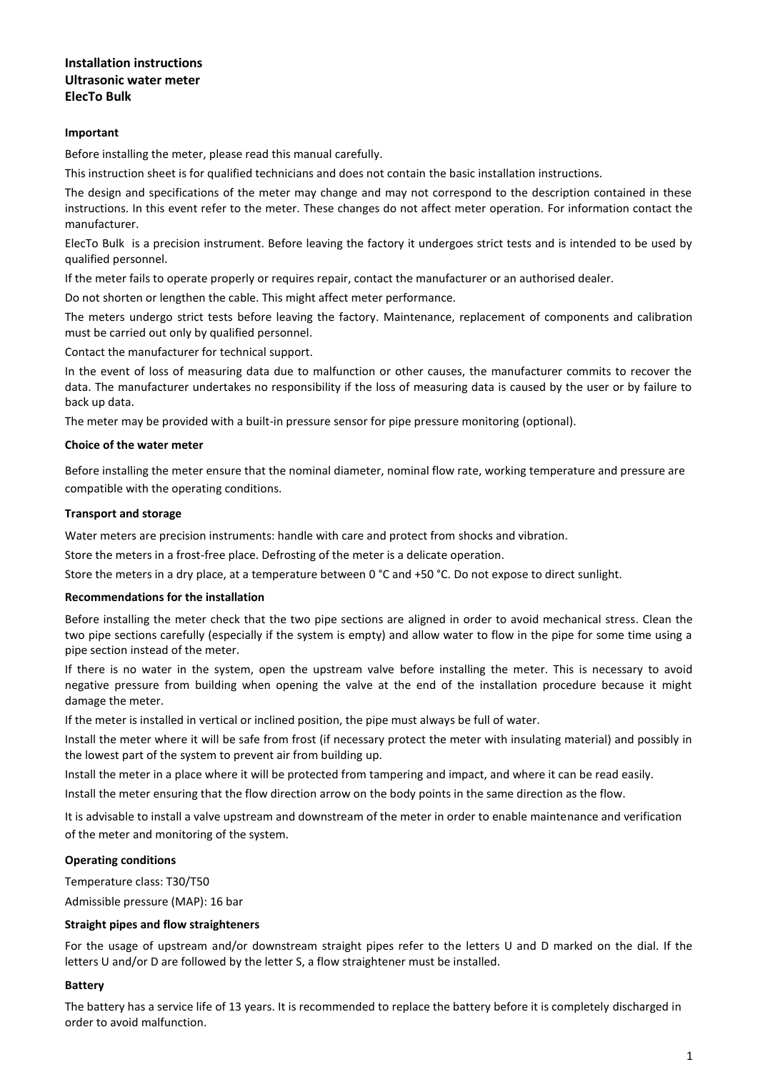# Installation instructions
# Ultrasonic water meter
# ElecTo Bulk

## Important

Before installing the meter, please read this manual carefully.

This instruction sheet is for qualified technicians and does not contain the basic installation instructions.

The design and specifications of the meter may change and may not correspond to the description contained in these instructions. In this event refer to the meter. These changes do not affect meter operation. For information contact the manufacturer.

ElecTo Bulk is a precision instrument. Before leaving the factory it undergoes strict tests and is intended to be used by qualified personnel.

If the meter fails to operate properly or requires repair, contact the manufacturer or an authorised dealer.

Do not shorten or lengthen the cable. This might affect meter performance.

The meters undergo strict tests before leaving the factory. Maintenance, replacement of components and calibration must be carried out only by qualified personnel.

Contact the manufacturer for technical support.

In the event of loss of measuring data due to malfunction or other causes, the manufacturer commits to recover the data. The manufacturer undertakes no responsibility if the loss of measuring data is caused by the user or by failure to back up data.

The meter may be provided with a built-in pressure sensor for pipe pressure monitoring (optional).

## Choice of the water meter

Before installing the meter ensure that the nominal diameter, nominal flow rate, working temperature and pressure are compatible with the operating conditions.

## Transport and storage

Water meters are precision instruments: handle with care and protect from shocks and vibration.

Store the meters in a frost-free place. Defrosting of the meter is a delicate operation.

Store the meters in a dry place, at a temperature between 0 °C and +50 °C. Do not expose to direct sunlight.

## Recommendations for the installation

Before installing the meter check that the two pipe sections are aligned in order to avoid mechanical stress. Clean the two pipe sections carefully (especially if the system is empty) and allow water to flow in the pipe for some time using a pipe section instead of the meter.

If there is no water in the system, open the upstream valve before installing the meter. This is necessary to avoid negative pressure from building when opening the valve at the end of the installation procedure because it might damage the meter.

If the meter is installed in vertical or inclined position, the pipe must always be full of water.

Install the meter where it will be safe from frost (if necessary protect the meter with insulating material) and possibly in the lowest part of the system to prevent air from building up.

Install the meter in a place where it will be protected from tampering and impact, and where it can be read easily.

Install the meter ensuring that the flow direction arrow on the body points in the same direction as the flow.

It is advisable to install a valve upstream and downstream of the meter in order to enable maintenance and verification of the meter and monitoring of the system.

## Operating conditions

Temperature class: T30/T50

Admissible pressure (MAP): 16 bar

## Straight pipes and flow straighteners

For the usage of upstream and/or downstream straight pipes refer to the letters U and D marked on the dial. If the letters U and/or D are followed by the letter S, a flow straightener must be installed.

## Battery

The battery has a service life of 13 years. It is recommended to replace the battery before it is completely discharged in order to avoid malfunction.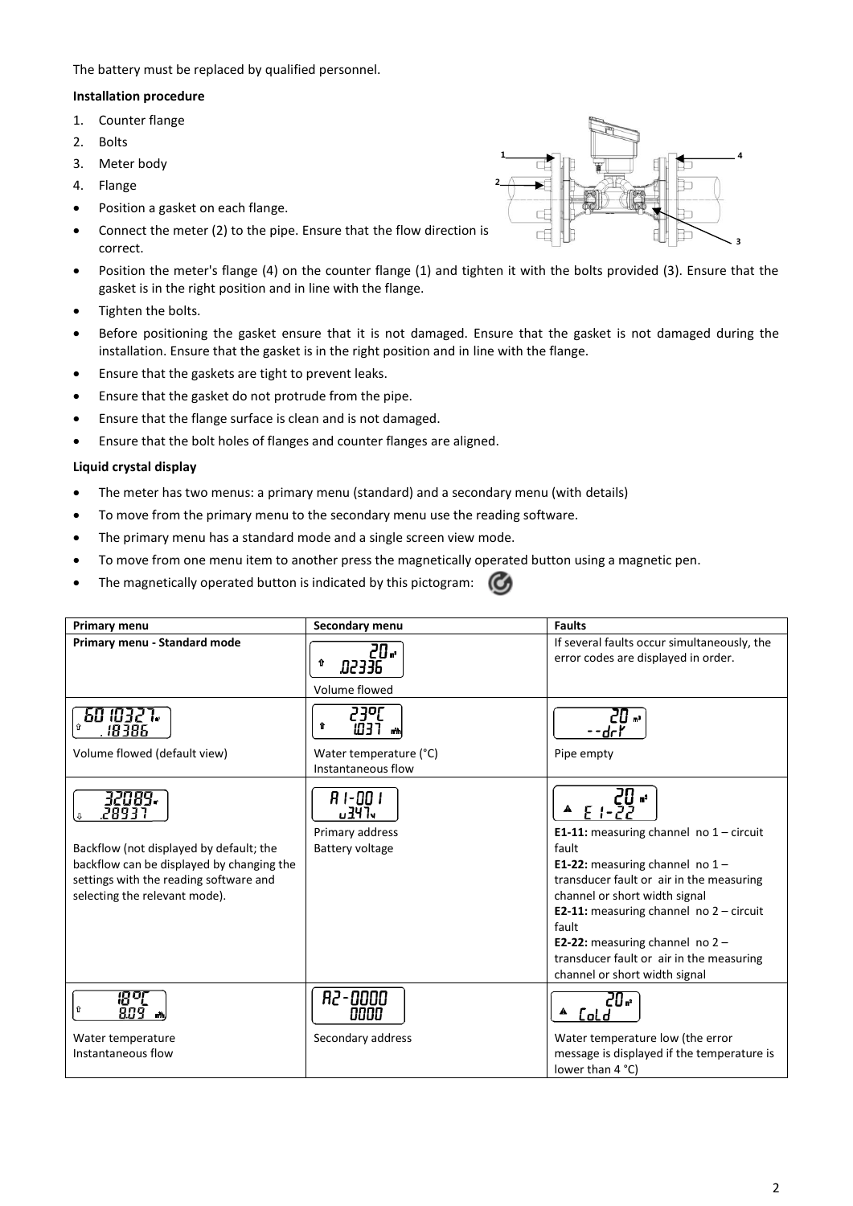The battery must be replaced by qualified personnel.

**Installation procedure**

1. Counter flange
2. Bolts
3. Meter body
4. Flange

- Position a gasket on each flange.
- Connect the meter (2) to the pipe. Ensure that the flow direction is correct.
- Position the meter's flange (4) on the counter flange (1) and tighten it with the bolts provided (3). Ensure that the gasket is in the right position and in line with the flange.
- Tighten the bolts.
- Before positioning the gasket ensure that it is not damaged. Ensure that the gasket is not damaged during the installation. Ensure that the gasket is in the right position and in line with the flange.
- Ensure that the gaskets are tight to prevent leaks.
- Ensure that the gasket do not protrude from the pipe.
- Ensure that the flange surface is clean and is not damaged.
- Ensure that the bolt holes of flanges and counter flanges are aligned.

**Liquid crystal display**

- The meter has two menus: a primary menu (standard) and a secondary menu (with details)
- To move from the primary menu to the secondary menu use the reading software.
- The primary menu has a standard mode and a single screen view mode.
- To move from one menu item to another press the magnetically operated button using a magnetic pen.
- The magnetically operated button is indicated by this pictogram:

| Primary menu | Secondary menu | Faults |
|---|---|---|
| **Primary menu - Standard mode** | 20 m³ .02336<br>Volume flowed | If several faults occur simultaneously, the error codes are displayed in order. |
| 6010327 m³ .18386<br>Volume flowed (default view) | 23°C 1037 m³/h<br>Water temperature (°C)<br>Instantaneous flow | 20 m³ --drY<br>Pipe empty |
| 32089 m³ .28937<br>Backflow (not displayed by default; the backflow can be displayed by changing the settings with the reading software and selecting the relevant mode). | A1-001 u347v<br>Primary address<br>Battery voltage | 20 m³ E1-22<br>**E1-11:** measuring channel no 1 – circuit fault<br>**E1-22:** measuring channel no 1 – transducer fault or air in the measuring channel or short width signal<br>**E2-11:** measuring channel no 2 – circuit fault<br>**E2-22:** measuring channel no 2 – transducer fault or air in the measuring channel or short width signal |
| 18°C 8.09 m³/h<br>Water temperature<br>Instantaneous flow | A2-0000 0000<br>Secondary address | 20 m³ CoLd<br>Water temperature low (the error message is displayed if the temperature is lower than 4 °C) |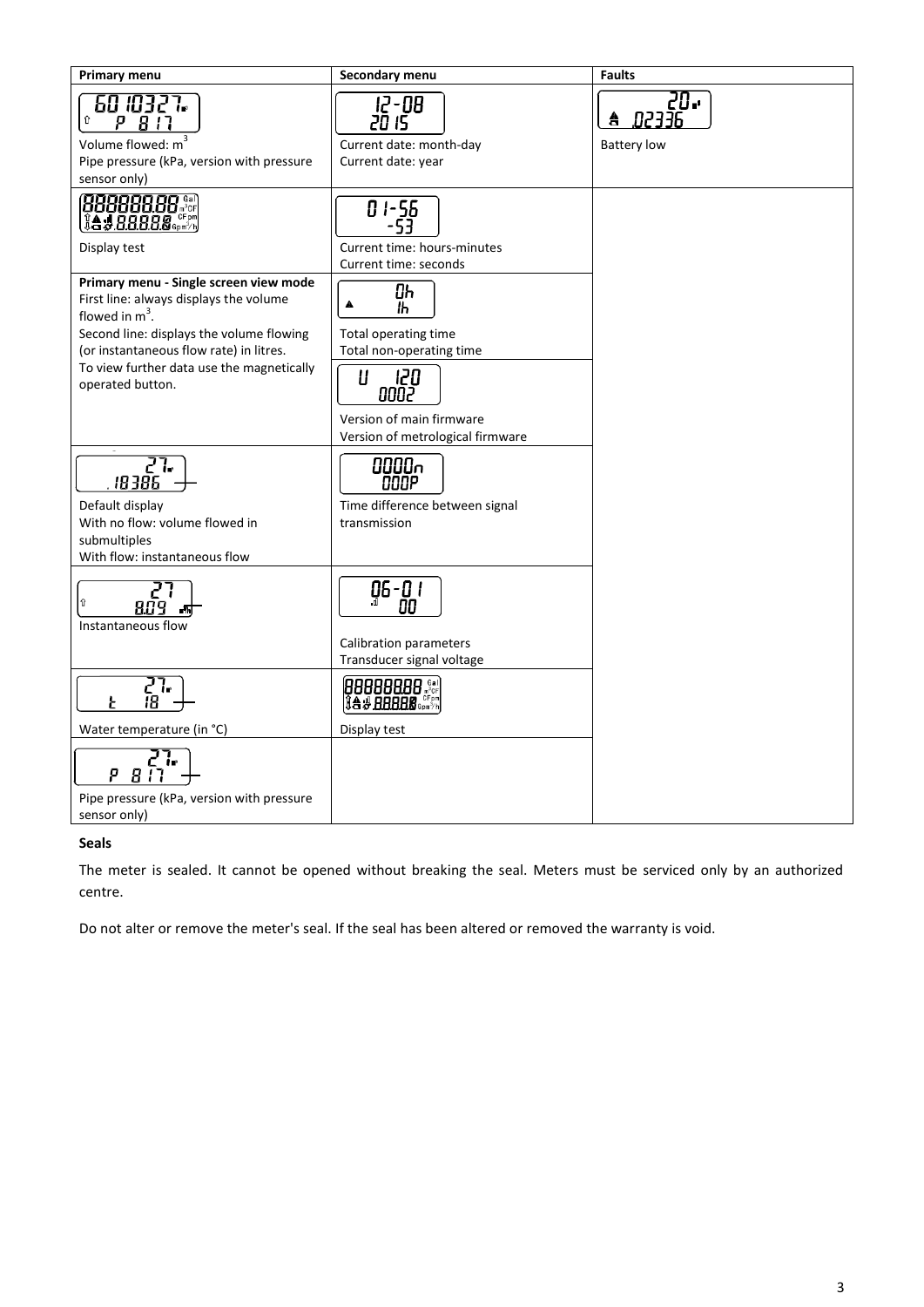| Primary menu | Secondary menu | Faults |
|---|---|---|
| 60 10327 / P 817<br>Volume flowed: $m^3$<br>Pipe pressure (kPa, version with pressure sensor only) | 12-08 / 2015<br>Current date: month-day<br>Current date: year | 20 / 02336<br>Battery low |
| 88888888 / 88888<br>Display test | 01-56 / -53<br>Current time: hours-minutes<br>Current time: seconds | |
| **Primary menu - Single screen view mode**<br>First line: always displays the volume flowed in $m^3$.<br>Second line: displays the volume flowing (or instantaneous flow rate) in litres.<br>To view further data use the magnetically operated button. | 0h / 1h<br>Total operating time<br>Total non-operating time<br><br>U 120 / 0002<br>Version of main firmware<br>Version of metrological firmware | |
| 27 / .18386<br>Default display<br>With no flow: volume flowed in submultiples<br>With flow: instantaneous flow | 0000n / 000P<br>Time difference between signal transmission | |
| 27 / 8.09<br>Instantaneous flow | 06-01 / 00<br>Calibration parameters<br>Transducer signal voltage | |
| 27 / t 18<br>Water temperature (in °C) | 88888888 / 88888<br>Display test | |
| 27 / P 817<br>Pipe pressure (kPa, version with pressure sensor only) | | |

**Seals**

The meter is sealed. It cannot be opened without breaking the seal. Meters must be serviced only by an authorized centre.

Do not alter or remove the meter's seal. If the seal has been altered or removed the warranty is void.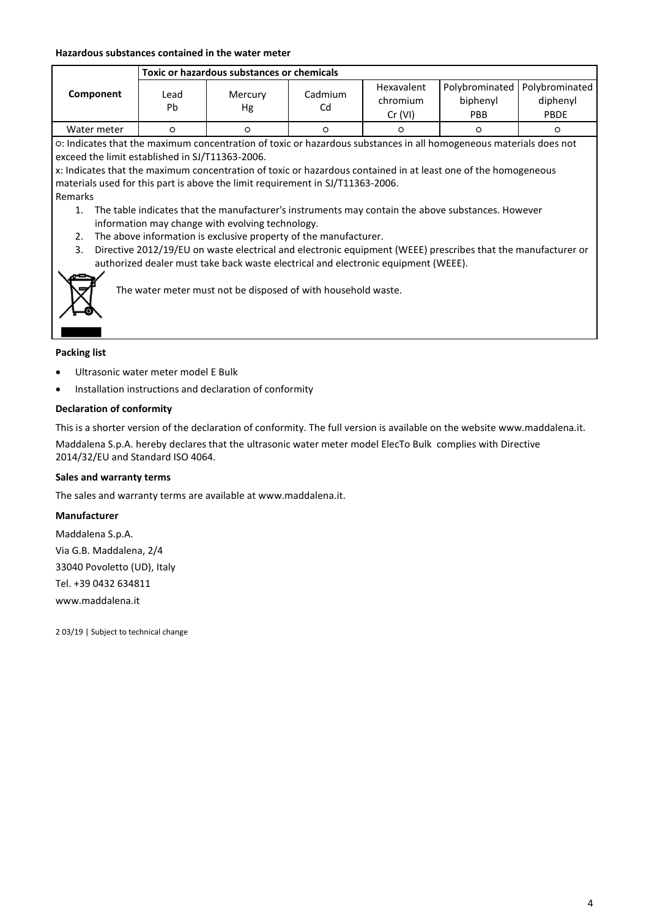**Hazardous substances contained in the water meter**

| Component | Toxic or hazardous substances or chemicals | | | | | |
|---|---|---|---|---|---|---|
| | Lead Pb | Mercury Hg | Cadmium Cd | Hexavalent chromium Cr (VI) | Polybrominated biphenyl PBB | Polybrominated diphenyl PBDE |
| Water meter | ○ | ○ | ○ | ○ | ○ | ○ |

○: Indicates that the maximum concentration of toxic or hazardous substances in all homogeneous materials does not exceed the limit established in SJ/T11363-2006.

x: Indicates that the maximum concentration of toxic or hazardous contained in at least one of the homogeneous materials used for this part is above the limit requirement in SJ/T11363-2006.

Remarks

1. The table indicates that the manufacturer's instruments may contain the above substances. However information may change with evolving technology.
2. The above information is exclusive property of the manufacturer.
3. Directive 2012/19/EU on waste electrical and electronic equipment (WEEE) prescribes that the manufacturer or authorized dealer must take back waste electrical and electronic equipment (WEEE).

The water meter must not be disposed of with household waste.

**Packing list**

- Ultrasonic water meter model E Bulk
- Installation instructions and declaration of conformity

**Declaration of conformity**

This is a shorter version of the declaration of conformity. The full version is available on the website www.maddalena.it.

Maddalena S.p.A. hereby declares that the ultrasonic water meter model ElecTo Bulk complies with Directive 2014/32/EU and Standard ISO 4064.

**Sales and warranty terms**

The sales and warranty terms are available at www.maddalena.it.

**Manufacturer**

Maddalena S.p.A.
Via G.B. Maddalena, 2/4
33040 Povoletto (UD), Italy
Tel. +39 0432 634811
www.maddalena.it

2 03/19 | Subject to technical change